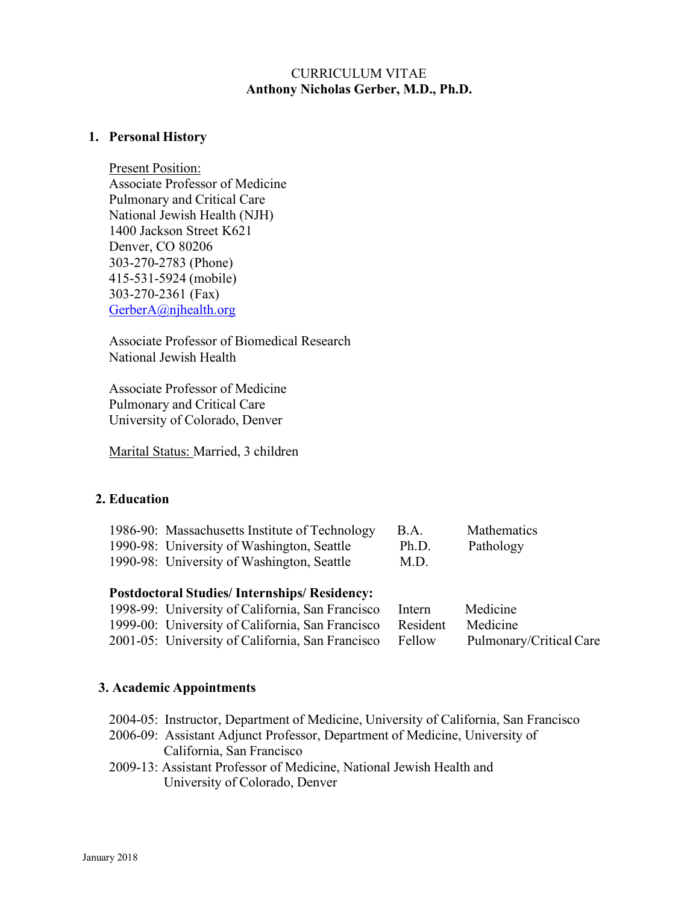CURRICULUM VITAE
**Anthony Nicholas Gerber, M.D., Ph.D.**

## 1. Personal History

Present Position:
Associate Professor of Medicine
Pulmonary and Critical Care
National Jewish Health (NJH)
1400 Jackson Street K621
Denver, CO 80206
303-270-2783 (Phone)
415-531-5924 (mobile)
303-270-2361 (Fax)
GerberA@njhealth.org

Associate Professor of Biomedical Research
National Jewish Health

Associate Professor of Medicine
Pulmonary and Critical Care
University of Colorado, Denver

Marital Status: Married, 3 children

## 2. Education

| | | | |
|---|---|---|---|
| 1986-90: | Massachusetts Institute of Technology | B.A. | Mathematics |
| 1990-98: | University of Washington, Seattle | Ph.D. | Pathology |
| 1990-98: | University of Washington, Seattle | M.D. | |

**Postdoctoral Studies/ Internships/ Residency:**

| | | | |
|---|---|---|---|
| 1998-99: | University of California, San Francisco | Intern | Medicine |
| 1999-00: | University of California, San Francisco | Resident | Medicine |
| 2001-05: | University of California, San Francisco | Fellow | Pulmonary/Critical Care |

## 3. Academic Appointments

2004-05: Instructor, Department of Medicine, University of California, San Francisco
2006-09: Assistant Adjunct Professor, Department of Medicine, University of California, San Francisco
2009-13: Assistant Professor of Medicine, National Jewish Health and University of Colorado, Denver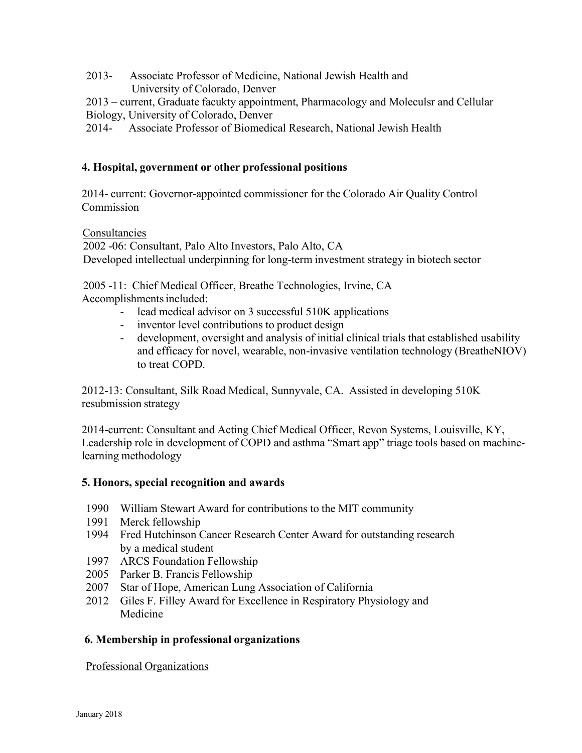2013- Associate Professor of Medicine, National Jewish Health and University of Colorado, Denver

2013 – current, Graduate facukty appointment, Pharmacology and Moleculsr and Cellular Biology, University of Colorado, Denver

2014- Associate Professor of Biomedical Research, National Jewish Health

**4. Hospital, government or other professional positions**

2014- current: Governor-appointed commissioner for the Colorado Air Quality Control Commission

Consultancies

2002 -06: Consultant, Palo Alto Investors, Palo Alto, CA
Developed intellectual underpinning for long-term investment strategy in biotech sector

2005 -11: Chief Medical Officer, Breathe Technologies, Irvine, CA
Accomplishments included:

- lead medical advisor on 3 successful 510K applications
- inventor level contributions to product design
- development, oversight and analysis of initial clinical trials that established usability and efficacy for novel, wearable, non-invasive ventilation technology (BreatheNIOV) to treat COPD.

2012-13: Consultant, Silk Road Medical, Sunnyvale, CA. Assisted in developing 510K resubmission strategy

2014-current: Consultant and Acting Chief Medical Officer, Revon Systems, Louisville, KY, Leadership role in development of COPD and asthma "Smart app" triage tools based on machine-learning methodology

**5. Honors, special recognition and awards**

1990 William Stewart Award for contributions to the MIT community
1991 Merck fellowship
1994 Fred Hutchinson Cancer Research Center Award for outstanding research by a medical student
1997 ARCS Foundation Fellowship
2005 Parker B. Francis Fellowship
2007 Star of Hope, American Lung Association of California
2012 Giles F. Filley Award for Excellence in Respiratory Physiology and Medicine

**6. Membership in professional organizations**

Professional Organizations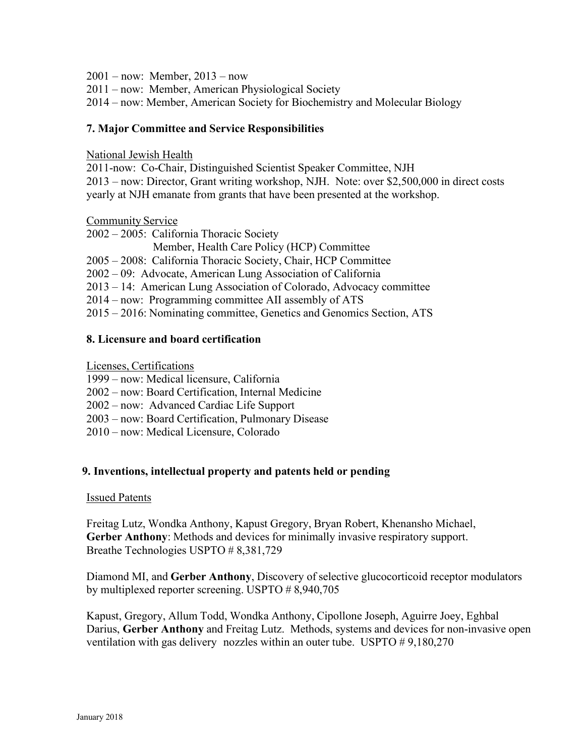2001 – now: Member, 2013 – now
2011 – now: Member, American Physiological Society
2014 – now: Member, American Society for Biochemistry and Molecular Biology

## 7. Major Committee and Service Responsibilities

National Jewish Health

2011-now: Co-Chair, Distinguished Scientist Speaker Committee, NJH
2013 – now: Director, Grant writing workshop, NJH. Note: over $2,500,000 in direct costs yearly at NJH emanate from grants that have been presented at the workshop.

Community Service

2002 – 2005: California Thoracic Society
Member, Health Care Policy (HCP) Committee
2005 – 2008: California Thoracic Society, Chair, HCP Committee
2002 – 09: Advocate, American Lung Association of California
2013 – 14: American Lung Association of Colorado, Advocacy committee
2014 – now: Programming committee AII assembly of ATS
2015 – 2016: Nominating committee, Genetics and Genomics Section, ATS

## 8. Licensure and board certification

Licenses, Certifications

1999 – now: Medical licensure, California
2002 – now: Board Certification, Internal Medicine
2002 – now: Advanced Cardiac Life Support
2003 – now: Board Certification, Pulmonary Disease
2010 – now: Medical Licensure, Colorado

## 9. Inventions, intellectual property and patents held or pending

Issued Patents

Freitag Lutz, Wondka Anthony, Kapust Gregory, Bryan Robert, Khenansho Michael, **Gerber Anthony**: Methods and devices for minimally invasive respiratory support. Breathe Technologies USPTO # 8,381,729

Diamond MI, and **Gerber Anthony**, Discovery of selective glucocorticoid receptor modulators by multiplexed reporter screening. USPTO # 8,940,705

Kapust, Gregory, Allum Todd, Wondka Anthony, Cipollone Joseph, Aguirre Joey, Eghbal Darius, **Gerber Anthony** and Freitag Lutz. Methods, systems and devices for non-invasive open ventilation with gas delivery nozzles within an outer tube. USPTO # 9,180,270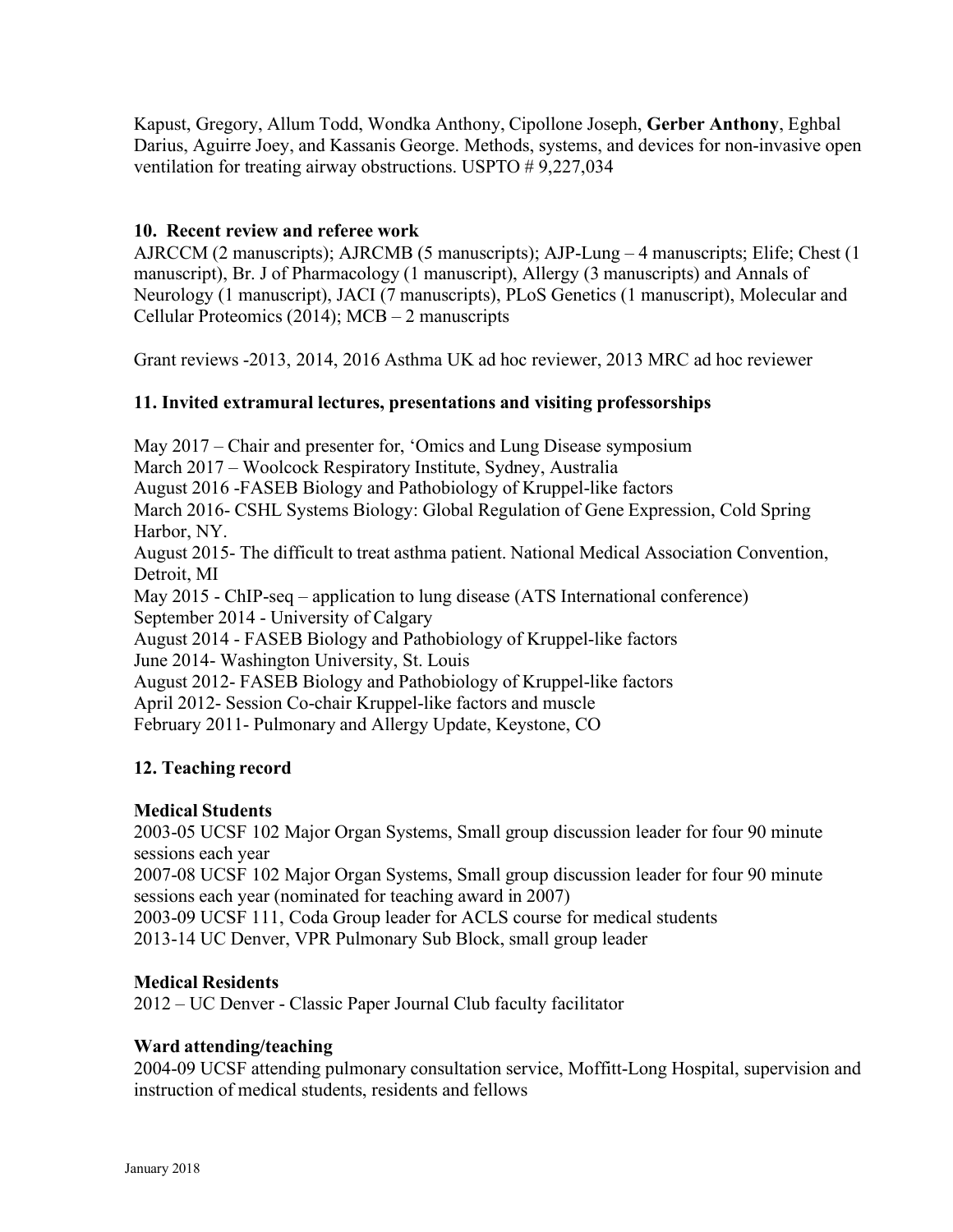Kapust, Gregory, Allum Todd, Wondka Anthony, Cipollone Joseph, **Gerber Anthony**, Eghbal Darius, Aguirre Joey, and Kassanis George. Methods, systems, and devices for non-invasive open ventilation for treating airway obstructions. USPTO # 9,227,034

## 10. Recent review and referee work

AJRCCM (2 manuscripts); AJRCMB (5 manuscripts); AJP-Lung – 4 manuscripts; Elife; Chest (1 manuscript), Br. J of Pharmacology (1 manuscript), Allergy (3 manuscripts) and Annals of Neurology (1 manuscript), JACI (7 manuscripts), PLoS Genetics (1 manuscript), Molecular and Cellular Proteomics (2014); MCB – 2 manuscripts

Grant reviews -2013, 2014, 2016 Asthma UK ad hoc reviewer, 2013 MRC ad hoc reviewer

## 11. Invited extramural lectures, presentations and visiting professorships

May 2017 – Chair and presenter for, 'Omics and Lung Disease symposium
March 2017 – Woolcock Respiratory Institute, Sydney, Australia
August 2016 -FASEB Biology and Pathobiology of Kruppel-like factors
March 2016- CSHL Systems Biology: Global Regulation of Gene Expression, Cold Spring Harbor, NY.
August 2015- The difficult to treat asthma patient. National Medical Association Convention, Detroit, MI
May 2015 - ChIP-seq – application to lung disease (ATS International conference)
September 2014 - University of Calgary
August 2014 - FASEB Biology and Pathobiology of Kruppel-like factors
June 2014- Washington University, St. Louis
August 2012- FASEB Biology and Pathobiology of Kruppel-like factors
April 2012- Session Co-chair Kruppel-like factors and muscle
February 2011- Pulmonary and Allergy Update, Keystone, CO

## 12. Teaching record

### Medical Students

2003-05 UCSF 102 Major Organ Systems, Small group discussion leader for four 90 minute sessions each year
2007-08 UCSF 102 Major Organ Systems, Small group discussion leader for four 90 minute sessions each year (nominated for teaching award in 2007)
2003-09 UCSF 111, Coda Group leader for ACLS course for medical students
2013-14 UC Denver, VPR Pulmonary Sub Block, small group leader

### Medical Residents

2012 – UC Denver - Classic Paper Journal Club faculty facilitator

### Ward attending/teaching

2004-09 UCSF attending pulmonary consultation service, Moffitt-Long Hospital, supervision and instruction of medical students, residents and fellows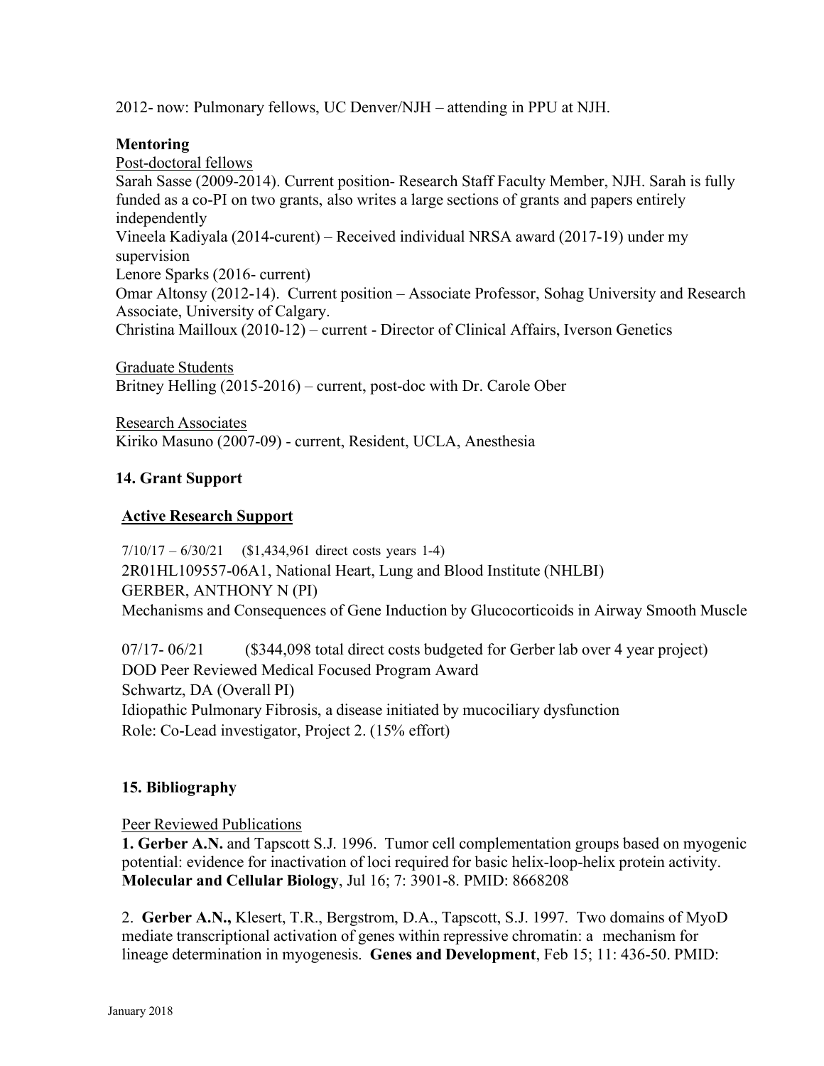2012- now: Pulmonary fellows, UC Denver/NJH – attending in PPU at NJH.

**Mentoring**

Post-doctoral fellows

Sarah Sasse (2009-2014). Current position- Research Staff Faculty Member, NJH. Sarah is fully funded as a co-PI on two grants, also writes a large sections of grants and papers entirely independently

Vineela Kadiyala (2014-curent) – Received individual NRSA award (2017-19) under my supervision

Lenore Sparks (2016- current)

Omar Altonsy (2012-14). Current position – Associate Professor, Sohag University and Research Associate, University of Calgary.

Christina Mailloux (2010-12) – current - Director of Clinical Affairs, Iverson Genetics

Graduate Students

Britney Helling (2015-2016) – current, post-doc with Dr. Carole Ober

Research Associates

Kiriko Masuno (2007-09) - current, Resident, UCLA, Anesthesia

## 14. Grant Support

### Active Research Support

7/10/17 – 6/30/21 ($1,434,961 direct costs years 1-4)
2R01HL109557-06A1, National Heart, Lung and Blood Institute (NHLBI)
GERBER, ANTHONY N (PI)
Mechanisms and Consequences of Gene Induction by Glucocorticoids in Airway Smooth Muscle

07/17- 06/21 ($344,098 total direct costs budgeted for Gerber lab over 4 year project)
DOD Peer Reviewed Medical Focused Program Award
Schwartz, DA (Overall PI)
Idiopathic Pulmonary Fibrosis, a disease initiated by mucociliary dysfunction
Role: Co-Lead investigator, Project 2. (15% effort)

## 15. Bibliography

Peer Reviewed Publications

**1. Gerber A.N.** and Tapscott S.J. 1996. Tumor cell complementation groups based on myogenic potential: evidence for inactivation of loci required for basic helix-loop-helix protein activity. **Molecular and Cellular Biology**, Jul 16; 7: 3901-8. PMID: 8668208

2. **Gerber A.N.,** Klesert, T.R., Bergstrom, D.A., Tapscott, S.J. 1997. Two domains of MyoD mediate transcriptional activation of genes within repressive chromatin: a mechanism for lineage determination in myogenesis. **Genes and Development**, Feb 15; 11: 436-50. PMID: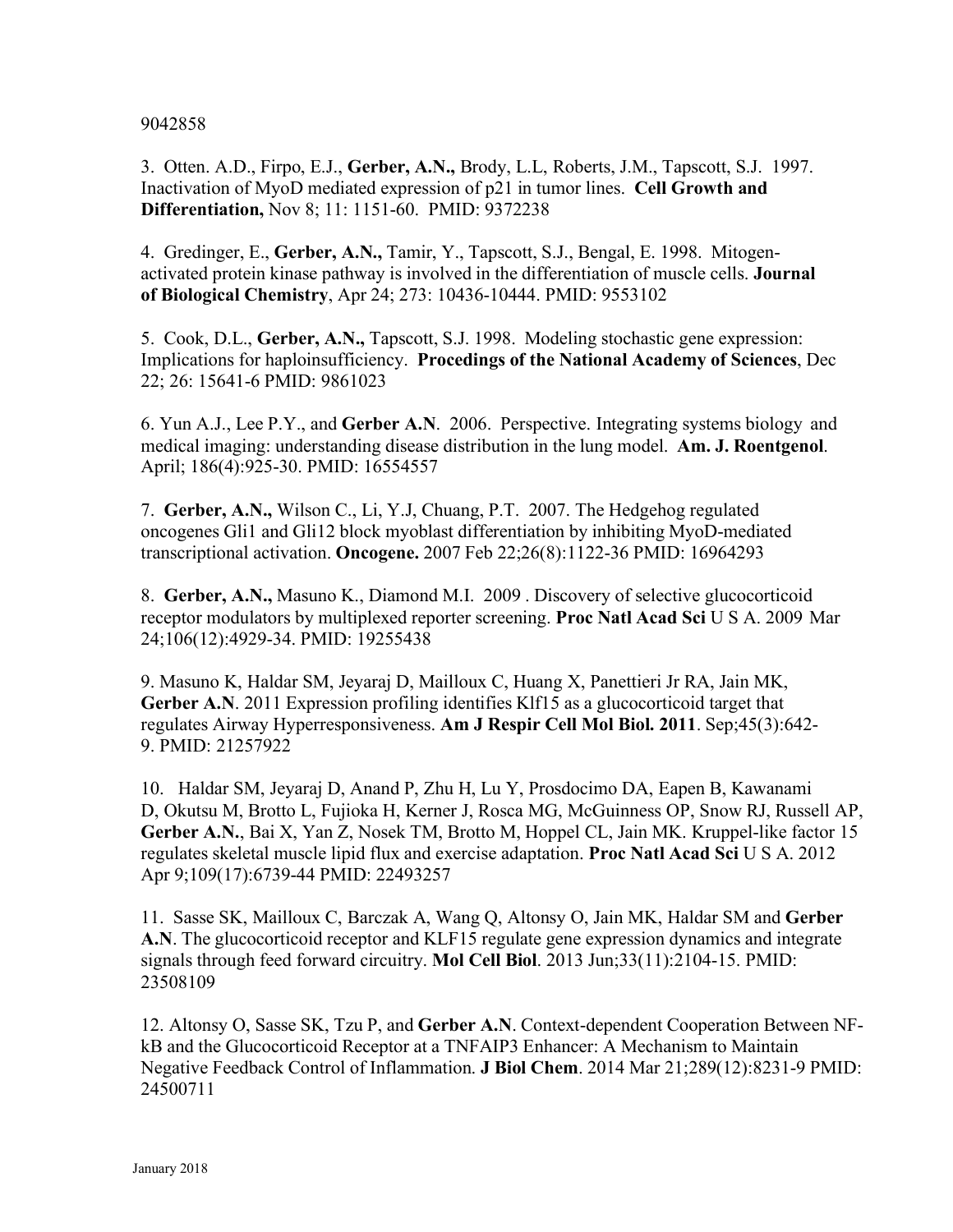9042858

3. Otten. A.D., Firpo, E.J., **Gerber, A.N.,** Brody, L.L, Roberts, J.M., Tapscott, S.J. 1997. Inactivation of MyoD mediated expression of p21 in tumor lines. **Cell Growth and Differentiation,** Nov 8; 11: 1151-60. PMID: 9372238

4. Gredinger, E., **Gerber, A.N.,** Tamir, Y., Tapscott, S.J., Bengal, E. 1998. Mitogen-activated protein kinase pathway is involved in the differentiation of muscle cells. **Journal of Biological Chemistry**, Apr 24; 273: 10436-10444. PMID: 9553102

5. Cook, D.L., **Gerber, A.N.,** Tapscott, S.J. 1998. Modeling stochastic gene expression: Implications for haploinsufficiency. **Procedings of the National Academy of Sciences**, Dec 22; 26: 15641-6 PMID: 9861023

6. Yun A.J., Lee P.Y., and **Gerber A.N**. 2006. Perspective. Integrating systems biology and medical imaging: understanding disease distribution in the lung model. **Am. J. Roentgenol**. April; 186(4):925-30. PMID: 16554557

7. **Gerber, A.N.,** Wilson C., Li, Y.J, Chuang, P.T. 2007. The Hedgehog regulated oncogenes Gli1 and Gli12 block myoblast differentiation by inhibiting MyoD-mediated transcriptional activation. **Oncogene.** 2007 Feb 22;26(8):1122-36 PMID: 16964293

8. **Gerber, A.N.,** Masuno K., Diamond M.I. 2009 . Discovery of selective glucocorticoid receptor modulators by multiplexed reporter screening. **Proc Natl Acad Sci** U S A. 2009 Mar 24;106(12):4929-34. PMID: 19255438

9. Masuno K, Haldar SM, Jeyaraj D, Mailloux C, Huang X, Panettieri Jr RA, Jain MK, **Gerber A.N**. 2011 Expression profiling identifies Klf15 as a glucocorticoid target that regulates Airway Hyperresponsiveness. **Am J Respir Cell Mol Biol. 2011**. Sep;45(3):642-9. PMID: 21257922

10. Haldar SM, Jeyaraj D, Anand P, Zhu H, Lu Y, Prosdocimo DA, Eapen B, Kawanami D, Okutsu M, Brotto L, Fujioka H, Kerner J, Rosca MG, McGuinness OP, Snow RJ, Russell AP, **Gerber A.N.**, Bai X, Yan Z, Nosek TM, Brotto M, Hoppel CL, Jain MK. Kruppel-like factor 15 regulates skeletal muscle lipid flux and exercise adaptation. **Proc Natl Acad Sci** U S A. 2012 Apr 9;109(17):6739-44 PMID: 22493257

11. Sasse SK, Mailloux C, Barczak A, Wang Q, Altonsy O, Jain MK, Haldar SM and **Gerber A.N**. The glucocorticoid receptor and KLF15 regulate gene expression dynamics and integrate signals through feed forward circuitry. **Mol Cell Biol**. 2013 Jun;33(11):2104-15. PMID: 23508109

12. Altonsy O, Sasse SK, Tzu P, and **Gerber A.N**. Context-dependent Cooperation Between NF-kB and the Glucocorticoid Receptor at a TNFAIP3 Enhancer: A Mechanism to Maintain Negative Feedback Control of Inflammation. **J Biol Chem**. 2014 Mar 21;289(12):8231-9 PMID: 24500711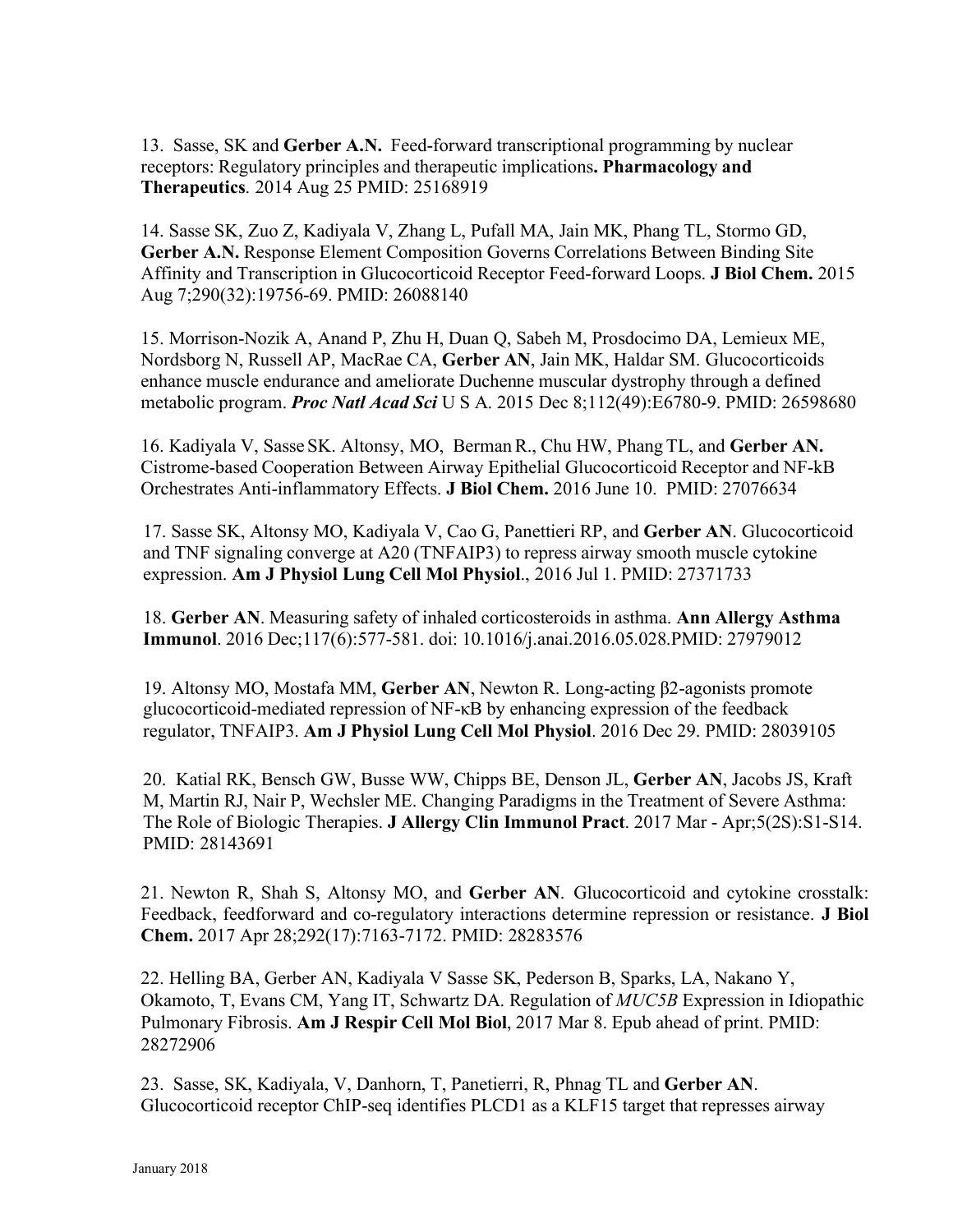13. Sasse, SK and **Gerber A.N.** Feed-forward transcriptional programming by nuclear receptors: Regulatory principles and therapeutic implications**. Pharmacology and Therapeutics**. 2014 Aug 25 PMID: 25168919

14. Sasse SK, Zuo Z, Kadiyala V, Zhang L, Pufall MA, Jain MK, Phang TL, Stormo GD, **Gerber A.N.** Response Element Composition Governs Correlations Between Binding Site Affinity and Transcription in Glucocorticoid Receptor Feed-forward Loops. **J Biol Chem.** 2015 Aug 7;290(32):19756-69. PMID: 26088140

15. Morrison-Nozik A, Anand P, Zhu H, Duan Q, Sabeh M, Prosdocimo DA, Lemieux ME, Nordsborg N, Russell AP, MacRae CA, **Gerber AN**, Jain MK, Haldar SM. Glucocorticoids enhance muscle endurance and ameliorate Duchenne muscular dystrophy through a defined metabolic program. ***Proc Natl Acad Sci*** U S A. 2015 Dec 8;112(49):E6780-9. PMID: 26598680

16. Kadiyala V, Sasse SK. Altonsy, MO, Berman R., Chu HW, Phang TL, and **Gerber AN.** Cistrome-based Cooperation Between Airway Epithelial Glucocorticoid Receptor and NF-kB Orchestrates Anti-inflammatory Effects. **J Biol Chem.** 2016 June 10. PMID: 27076634

17. Sasse SK, Altonsy MO, Kadiyala V, Cao G, Panettieri RP, and **Gerber AN**. Glucocorticoid and TNF signaling converge at A20 (TNFAIP3) to repress airway smooth muscle cytokine expression. **Am J Physiol Lung Cell Mol Physiol**., 2016 Jul 1. PMID: 27371733

18. **Gerber AN**. Measuring safety of inhaled corticosteroids in asthma. **Ann Allergy Asthma Immunol**. 2016 Dec;117(6):577-581. doi: 10.1016/j.anai.2016.05.028.PMID: 27979012

19. Altonsy MO, Mostafa MM, **Gerber AN**, Newton R. Long-acting β2-agonists promote glucocorticoid-mediated repression of NF-κB by enhancing expression of the feedback regulator, TNFAIP3. **Am J Physiol Lung Cell Mol Physiol**. 2016 Dec 29. PMID: 28039105

20. Katial RK, Bensch GW, Busse WW, Chipps BE, Denson JL, **Gerber AN**, Jacobs JS, Kraft M, Martin RJ, Nair P, Wechsler ME. Changing Paradigms in the Treatment of Severe Asthma: The Role of Biologic Therapies. **J Allergy Clin Immunol Pract**. 2017 Mar - Apr;5(2S):S1-S14. PMID: 28143691

21. Newton R, Shah S, Altonsy MO, and **Gerber AN**. Glucocorticoid and cytokine crosstalk: Feedback, feedforward and co-regulatory interactions determine repression or resistance. **J Biol Chem.** 2017 Apr 28;292(17):7163-7172. PMID: 28283576

22. Helling BA, Gerber AN, Kadiyala V Sasse SK, Pederson B, Sparks, LA, Nakano Y, Okamoto, T, Evans CM, Yang IT, Schwartz DA. Regulation of *MUC5B* Expression in Idiopathic Pulmonary Fibrosis. **Am J Respir Cell Mol Biol**, 2017 Mar 8. Epub ahead of print. PMID: 28272906

23. Sasse, SK, Kadiyala, V, Danhorn, T, Panetierri, R, Phnag TL and **Gerber AN**. Glucocorticoid receptor ChIP-seq identifies PLCD1 as a KLF15 target that represses airway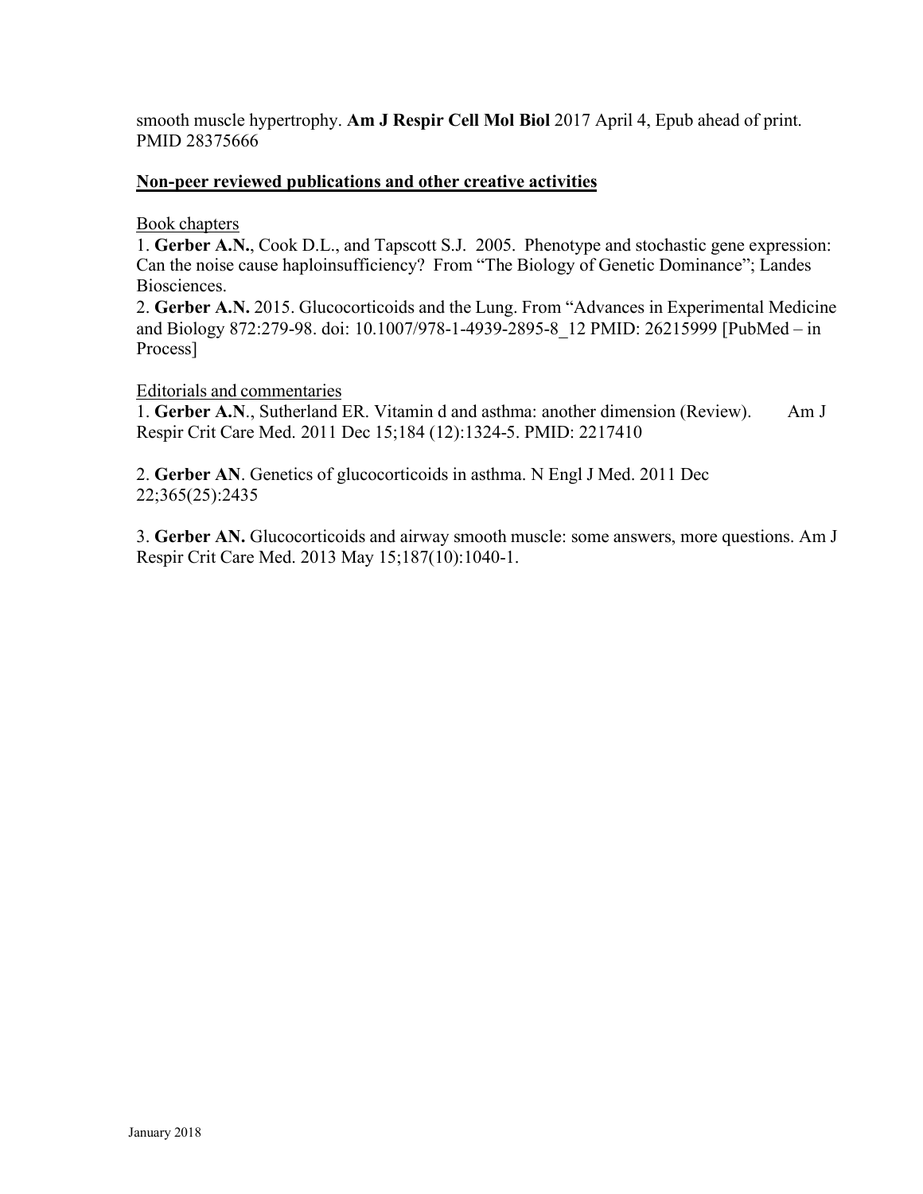smooth muscle hypertrophy. **Am J Respir Cell Mol Biol** 2017 April 4, Epub ahead of print. PMID 28375666

## Non-peer reviewed publications and other creative activities

Book chapters

1. **Gerber A.N.**, Cook D.L., and Tapscott S.J. 2005. Phenotype and stochastic gene expression: Can the noise cause haploinsufficiency? From "The Biology of Genetic Dominance"; Landes Biosciences.
2. **Gerber A.N.** 2015. Glucocorticoids and the Lung. From "Advances in Experimental Medicine and Biology 872:279-98. doi: 10.1007/978-1-4939-2895-8_12 PMID: 26215999 [PubMed – in Process]

Editorials and commentaries

1. **Gerber A.N**., Sutherland ER. Vitamin d and asthma: another dimension (Review). Am J Respir Crit Care Med. 2011 Dec 15;184 (12):1324-5. PMID: 2217410

2. **Gerber AN**. Genetics of glucocorticoids in asthma. N Engl J Med. 2011 Dec 22;365(25):2435

3. **Gerber AN.** Glucocorticoids and airway smooth muscle: some answers, more questions. Am J Respir Crit Care Med. 2013 May 15;187(10):1040-1.

January 2018